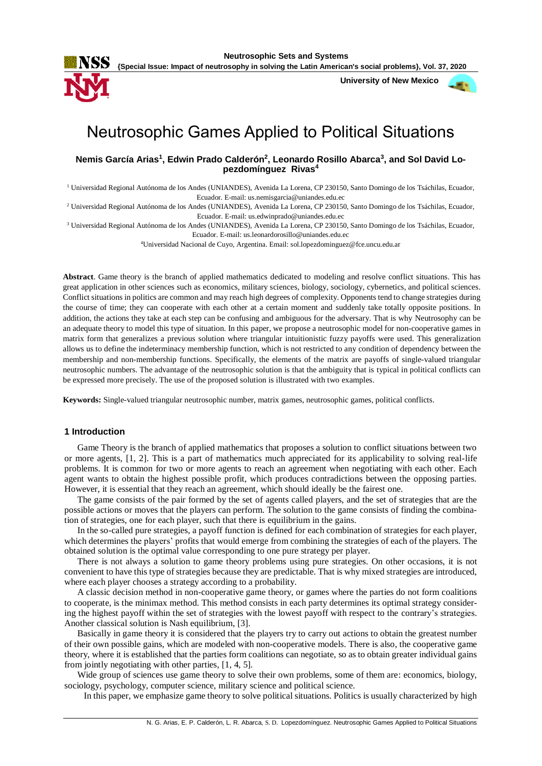# Neutrosophic Games Applied to Political Situations

**Nemis García Arias[1], Edwin Prado Calderón[2], Leonardo Rosillo Abarca[3], and Sol David Lopezdomínguez Rivas[4]**

[1] Universidad Regional Autónoma de los Andes (UNIANDES), Avenida La Lorena, CP 230150, Santo Domingo de los Tsáchilas, Ecuador, Ecuador. E-mail: us.nemisgarcia@uniandes.edu.ec

[2] Universidad Regional Autónoma de los Andes (UNIANDES), Avenida La Lorena, CP 230150, Santo Domingo de los Tsáchilas, Ecuador, Ecuador. E-mail: us.edwinprado@uniandes.edu.ec

[3] Universidad Regional Autónoma de los Andes (UNIANDES), Avenida La Lorena, CP 230150, Santo Domingo de los Tsáchilas, Ecuador, Ecuador. E-mail: us.leonardorosillo@uniandes.edu.ec

[4]Universidad Nacional de Cuyo, Argentina. Email: sol.lopezdominguez@fce.uncu.edu.ar

**Abstract**. Game theory is the branch of applied mathematics dedicated to modeling and resolve conflict situations. This has great application in other sciences such as economics, military sciences, biology, sociology, cybernetics, and political sciences. Conflict situations in politics are common and may reach high degrees of complexity. Opponents tend to change strategies during the course of time; they can cooperate with each other at a certain moment and suddenly take totally opposite positions. In addition, the actions they take at each step can be confusing and ambiguous for the adversary. That is why Neutrosophy can be an adequate theory to model this type of situation. In this paper, we propose a neutrosophic model for non-cooperative games in matrix form that generalizes a previous solution where triangular intuitionistic fuzzy payoffs were used. This generalization allows us to define the indeterminacy membership function, which is not restricted to any condition of dependency between the membership and non-membership functions. Specifically, the elements of the matrix are payoffs of single-valued triangular neutrosophic numbers. The advantage of the neutrosophic solution is that the ambiguity that is typical in political conflicts can be expressed more precisely. The use of the proposed solution is illustrated with two examples.

**Keywords:** Single-valued triangular neutrosophic number, matrix games, neutrosophic games, political conflicts.

## 1 Introduction

Game Theory is the branch of applied mathematics that proposes a solution to conflict situations between two or more agents, [1, 2]. This is a part of mathematics much appreciated for its applicability to solving real-life problems. It is common for two or more agents to reach an agreement when negotiating with each other. Each agent wants to obtain the highest possible profit, which produces contradictions between the opposing parties. However, it is essential that they reach an agreement, which should ideally be the fairest one.

The game consists of the pair formed by the set of agents called players, and the set of strategies that are the possible actions or moves that the players can perform. The solution to the game consists of finding the combination of strategies, one for each player, such that there is equilibrium in the gains.

In the so-called pure strategies, a payoff function is defined for each combination of strategies for each player, which determines the players' profits that would emerge from combining the strategies of each of the players. The obtained solution is the optimal value corresponding to one pure strategy per player.

There is not always a solution to game theory problems using pure strategies. On other occasions, it is not convenient to have this type of strategies because they are predictable. That is why mixed strategies are introduced, where each player chooses a strategy according to a probability.

A classic decision method in non-cooperative game theory, or games where the parties do not form coalitions to cooperate, is the minimax method. This method consists in each party determines its optimal strategy considering the highest payoff within the set of strategies with the lowest payoff with respect to the contrary's strategies. Another classical solution is Nash equilibrium, [3].

Basically in game theory it is considered that the players try to carry out actions to obtain the greatest number of their own possible gains, which are modeled with non-cooperative models. There is also, the cooperative game theory, where it is established that the parties form coalitions can negotiate, so as to obtain greater individual gains from jointly negotiating with other parties, [1, 4, 5].

Wide group of sciences use game theory to solve their own problems, some of them are: economics, biology, sociology, psychology, computer science, military science and political science.

In this paper, we emphasize game theory to solve political situations. Politics is usually characterized by high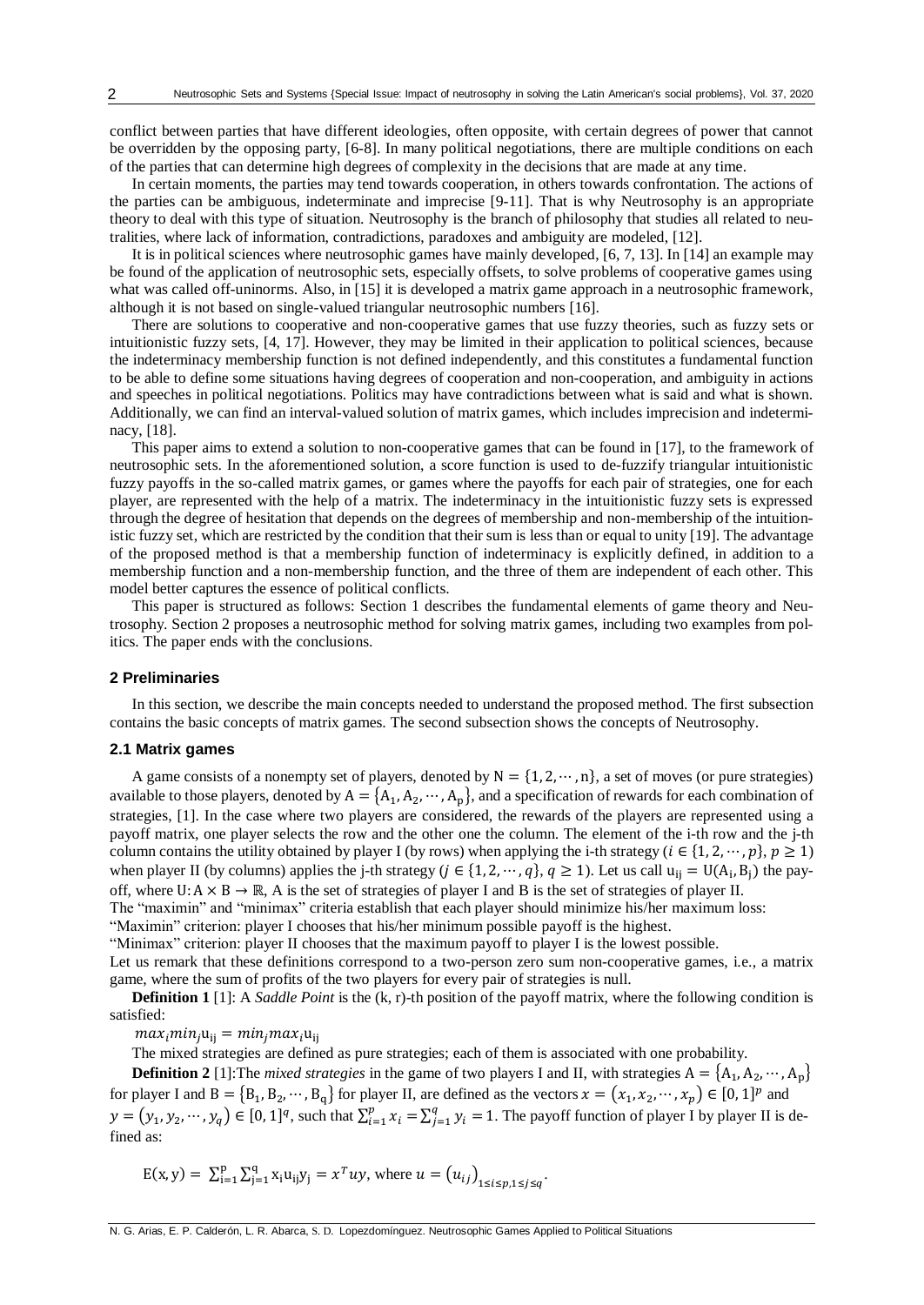conflict between parties that have different ideologies, often opposite, with certain degrees of power that cannot be overridden by the opposing party, [6-8]. In many political negotiations, there are multiple conditions on each of the parties that can determine high degrees of complexity in the decisions that are made at any time.

In certain moments, the parties may tend towards cooperation, in others towards confrontation. The actions of the parties can be ambiguous, indeterminate and imprecise [9-11]. That is why Neutrosophy is an appropriate theory to deal with this type of situation. Neutrosophy is the branch of philosophy that studies all related to neutralities, where lack of information, contradictions, paradoxes and ambiguity are modeled, [12].

It is in political sciences where neutrosophic games have mainly developed, [6, 7, 13]. In [14] an example may be found of the application of neutrosophic sets, especially offsets, to solve problems of cooperative games using what was called off-uninorms. Also, in [15] it is developed a matrix game approach in a neutrosophic framework, although it is not based on single-valued triangular neutrosophic numbers [16].

There are solutions to cooperative and non-cooperative games that use fuzzy theories, such as fuzzy sets or intuitionistic fuzzy sets, [4, 17]. However, they may be limited in their application to political sciences, because the indeterminacy membership function is not defined independently, and this constitutes a fundamental function to be able to define some situations having degrees of cooperation and non-cooperation, and ambiguity in actions and speeches in political negotiations. Politics may have contradictions between what is said and what is shown. Additionally, we can find an interval-valued solution of matrix games, which includes imprecision and indeterminacy, [18].

This paper aims to extend a solution to non-cooperative games that can be found in [17], to the framework of neutrosophic sets. In the aforementioned solution, a score function is used to de-fuzzify triangular intuitionistic fuzzy payoffs in the so-called matrix games, or games where the payoffs for each pair of strategies, one for each player, are represented with the help of a matrix. The indeterminacy in the intuitionistic fuzzy sets is expressed through the degree of hesitation that depends on the degrees of membership and non-membership of the intuitionistic fuzzy set, which are restricted by the condition that their sum is less than or equal to unity [19]. The advantage of the proposed method is that a membership function of indeterminacy is explicitly defined, in addition to a membership function and a non-membership function, and the three of them are independent of each other. This model better captures the essence of political conflicts.

This paper is structured as follows: Section 1 describes the fundamental elements of game theory and Neutrosophy. Section 2 proposes a neutrosophic method for solving matrix games, including two examples from politics. The paper ends with the conclusions.

## 2 Preliminaries

In this section, we describe the main concepts needed to understand the proposed method. The first subsection contains the basic concepts of matrix games. The second subsection shows the concepts of Neutrosophy.

### 2.1 Matrix games

A game consists of a nonempty set of players, denoted by $N = \{1, 2, \cdots, n\}$, a set of moves (or pure strategies) available to those players, denoted by $A = \{A_1, A_2, \cdots, A_p\}$, and a specification of rewards for each combination of strategies, [1]. In the case where two players are considered, the rewards of the players are represented using a payoff matrix, one player selects the row and the other one the column. The element of the i-th row and the j-th column contains the utility obtained by player I (by rows) when applying the i-th strategy ($i \in \{1, 2, \cdots, p\}$, $p \geq 1$) when player II (by columns) applies the j-th strategy ($j \in \{1, 2, \cdots, q\}$, $q \geq 1$). Let us call $u_{ij} = U(A_i, B_j)$ the payoff, where $U: A \times B \to \mathbb{R}$, A is the set of strategies of player I and B is the set of strategies of player II.

The "maximin" and "minimax" criteria establish that each player should minimize his/her maximum loss:

"Maximin" criterion: player I chooses that his/her minimum possible payoff is the highest.

"Minimax" criterion: player II chooses that the maximum payoff to player I is the lowest possible.

Let us remark that these definitions correspond to a two-person zero sum non-cooperative games, i.e., a matrix game, where the sum of profits of the two players for every pair of strategies is null.

**Definition 1** [1]: A *Saddle Point* is the (k, r)-th position of the payoff matrix, where the following condition is satisfied:

$max_i min_j u_{ij} = min_j max_i u_{ij}$

The mixed strategies are defined as pure strategies; each of them is associated with one probability.

**Definition 2** [1]:The *mixed strategies* in the game of two players I and II, with strategies $A = \{A_1, A_2, \cdots, A_p\}$ for player I and $B = \{B_1, B_2, \cdots, B_q\}$ for player II, are defined as the vectors $x = (x_1, x_2, \cdots, x_p) \in [0, 1]^p$ and $y = (y_1, y_2, \cdots, y_q) \in [0, 1]^q$, such that $\sum_{i=1}^{p} x_i = \sum_{j=1}^{q} y_i = 1$. The payoff function of player I by player II is defined as:

$$E(x, y) = \sum_{i=1}^{p} \sum_{j=1}^{q} x_i u_{ij} y_j = x^T u y, \text{ where } u = (u_{ij})_{1 \leq i \leq p, 1 \leq j \leq q}.$$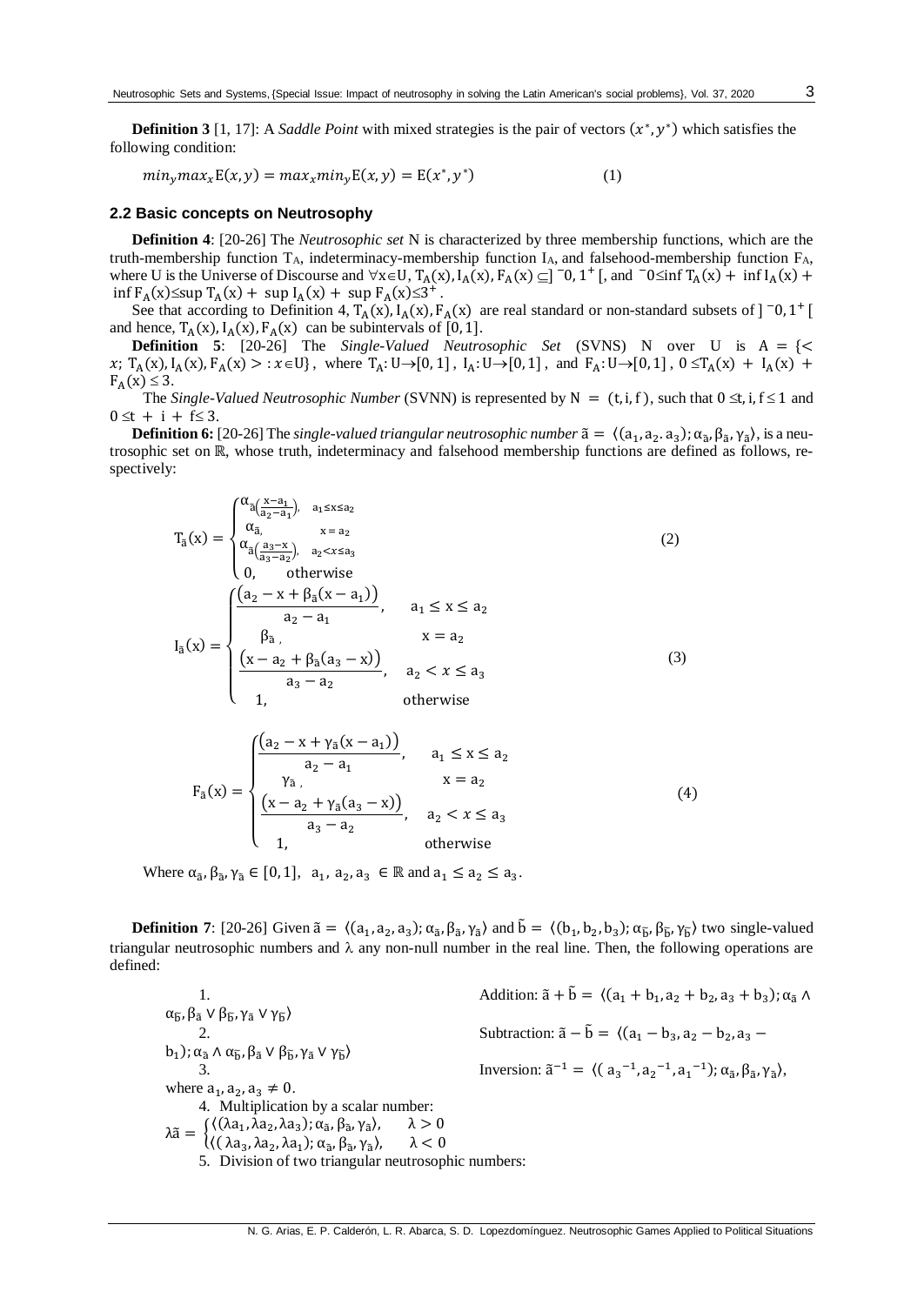**Definition 3** [1, 17]: A *Saddle Point* with mixed strategies is the pair of vectors $(x^*, y^*)$ which satisfies the following condition:

$$min_y max_x E(x, y) = max_x min_y E(x, y) = E(x^*, y^*) \quad (1)$$

## 2.2 Basic concepts on Neutrosophy

**Definition 4**: [20-26] The *Neutrosophic set* N is characterized by three membership functions, which are the truth-membership function $T_A$, indeterminacy-membership function $I_A$, and falsehood-membership function $F_A$, where U is the Universe of Discourse and $\forall x \in U$, $T_A(x), I_A(x), F_A(x) \subseteq ]^-0, 1^+[$, and $^-0 \leq \inf T_A(x) + \inf I_A(x) + \inf F_A(x) \leq \sup T_A(x) + \sup I_A(x) + \sup F_A(x) \leq 3^+$.

See that according to Definition 4, $T_A(x), I_A(x), F_A(x)$ are real standard or non-standard subsets of $]^-0, 1^+[$ and hence, $T_A(x), I_A(x), F_A(x)$ can be subintervals of $[0, 1]$.

**Definition 5**: [20-26] The *Single-Valued Neutrosophic Set* (SVNS) N over U is $A = \{< x; T_A(x), I_A(x), F_A(x) > : x \in U\}$, where $T_A: U \to [0, 1]$, $I_A: U \to [0, 1]$, and $F_A: U \to [0, 1]$, $0 \leq T_A(x) + I_A(x) + F_A(x) \leq 3$.

The *Single-Valued Neutrosophic Number* (SVNN) is represented by $N = (t, i, f)$, such that $0 \leq t, i, f \leq 1$ and $0 \leq t + i + f \leq 3$.

**Definition 6:** [20-26] The *single-valued triangular neutrosophic number* $\tilde{a} = \langle (a_1, a_2. a_3); \alpha_{\tilde{a}}, \beta_{\tilde{a}}, \gamma_{\tilde{a}} \rangle$, is a neutrosophic set on $\mathbb{R}$, whose truth, indeterminacy and falsehood membership functions are defined as follows, respectively:

$$T_{\tilde{a}}(x) = \begin{cases} \alpha_{\tilde{a}}\left(\frac{x - a_1}{a_2 - a_1}\right), & a_1 \leq x \leq a_2 \\ \alpha_{\tilde{a}}, & x = a_2 \\ \alpha_{\tilde{a}}\left(\frac{a_3 - x}{a_3 - a_2}\right), & a_2 < x \leq a_3 \\ 0, & \text{otherwise} \end{cases} \quad (2)$$

$$I_{\tilde{a}}(x) = \begin{cases} \frac{\left(a_2 - x + \beta_{\tilde{a}}(x - a_1)\right)}{a_2 - a_1}, & a_1 \leq x \leq a_2 \\ \beta_{\tilde{a}}, & x = a_2 \\ \frac{\left(x - a_2 + \beta_{\tilde{a}}(a_3 - x)\right)}{a_3 - a_2}, & a_2 < x \leq a_3 \\ 1, & \text{otherwise} \end{cases} \quad (3)$$

$$F_{\tilde{a}}(x) = \begin{cases} \frac{\left(a_2 - x + \gamma_{\tilde{a}}(x - a_1)\right)}{a_2 - a_1}, & a_1 \leq x \leq a_2 \\ \gamma_{\tilde{a}}, & x = a_2 \\ \frac{\left(x - a_2 + \gamma_{\tilde{a}}(a_3 - x)\right)}{a_3 - a_2}, & a_2 < x \leq a_3 \\ 1, & \text{otherwise} \end{cases} \quad (4)$$

Where $\alpha_{\tilde{a}}, \beta_{\tilde{a}}, \gamma_{\tilde{a}} \in [0, 1]$, $a_1, a_2, a_3 \in \mathbb{R}$ and $a_1 \leq a_2 \leq a_3$.

**Definition 7**: [20-26] Given $\tilde{a} = \langle (a_1, a_2, a_3); \alpha_{\tilde{a}}, \beta_{\tilde{a}}, \gamma_{\tilde{a}} \rangle$ and $\tilde{b} = \langle (b_1, b_2, b_3); \alpha_{\tilde{b}}, \beta_{\tilde{b}}, \gamma_{\tilde{b}} \rangle$ two single-valued triangular neutrosophic numbers and $\lambda$ any non-null number in the real line. Then, the following operations are defined:

1. Addition: $\tilde{a} + \tilde{b} = \langle (a_1 + b_1, a_2 + b_2, a_3 + b_3); \alpha_{\tilde{a}} \wedge \alpha_{\tilde{b}}, \beta_{\tilde{a}} \vee \beta_{\tilde{b}}, \gamma_{\tilde{a}} \vee \gamma_{\tilde{b}} \rangle$
2. Subtraction: $\tilde{a} - \tilde{b} = \langle (a_1 - b_3, a_2 - b_2, a_3 - b_1); \alpha_{\tilde{a}} \wedge \alpha_{\tilde{b}}, \beta_{\tilde{a}} \vee \beta_{\tilde{b}}, \gamma_{\tilde{a}} \vee \gamma_{\tilde{b}} \rangle$
3. Inversion: $\tilde{a}^{-1} = \langle (a_3^{-1}, a_2^{-1}, a_1^{-1}); \alpha_{\tilde{a}}, \beta_{\tilde{a}}, \gamma_{\tilde{a}} \rangle$, where $a_1, a_2, a_3 \neq 0$.
4. Multiplication by a scalar number:
$$\lambda\tilde{a} = \begin{cases} \langle (\lambda a_1, \lambda a_2, \lambda a_3); \alpha_{\tilde{a}}, \beta_{\tilde{a}}, \gamma_{\tilde{a}} \rangle, & \lambda > 0 \\ \langle (\lambda a_3, \lambda a_2, \lambda a_1); \alpha_{\tilde{a}}, \beta_{\tilde{a}}, \gamma_{\tilde{a}} \rangle, & \lambda < 0 \end{cases}$$
5. Division of two triangular neutrosophic numbers: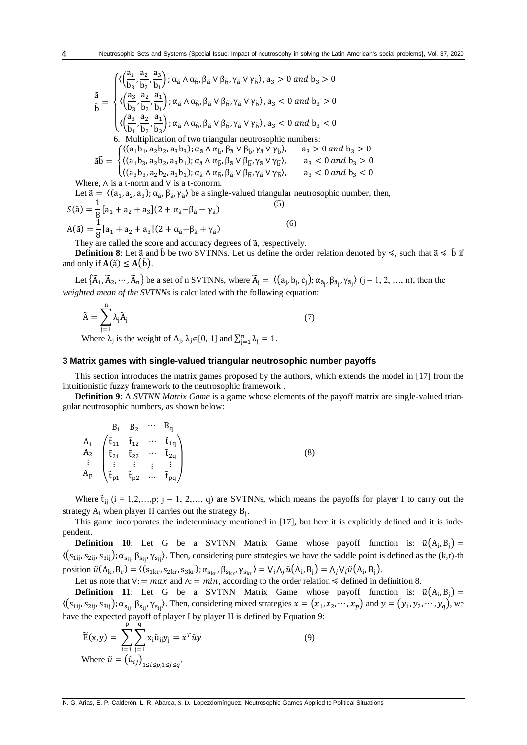$$\frac{\tilde{a}}{\tilde{b}} = \begin{cases} \langle \left(\frac{a_1}{b_3}, \frac{a_2}{b_2}, \frac{a_3}{b_1}\right); \alpha_{\tilde{a}} \wedge \alpha_{\tilde{b}}, \beta_{\tilde{a}} \vee \beta_{\tilde{b}}, \gamma_{\tilde{a}} \vee \gamma_{\tilde{b}} \rangle, a_3 > 0 \text{ and } b_3 > 0 \\ \langle \left(\frac{a_3}{b_3}, \frac{a_2}{b_2}, \frac{a_1}{b_1}\right); \alpha_{\tilde{a}} \wedge \alpha_{\tilde{b}}, \beta_{\tilde{a}} \vee \beta_{\tilde{b}}, \gamma_{\tilde{a}} \vee \gamma_{\tilde{b}} \rangle, a_3 < 0 \text{ and } b_3 > 0 \\ \langle \left(\frac{a_3}{b_1}, \frac{a_2}{b_2}, \frac{a_1}{b_3}\right); \alpha_{\tilde{a}} \wedge \alpha_{\tilde{b}}, \beta_{\tilde{a}} \vee \beta_{\tilde{b}}, \gamma_{\tilde{a}} \vee \gamma_{\tilde{b}} \rangle, a_3 < 0 \text{ and } b_3 < 0 \end{cases}$$

6. Multiplication of two triangular neutrosophic numbers:

$$\tilde{a}\tilde{b} = \begin{cases} \langle (a_1 b_1, a_2 b_2, a_3 b_3); \alpha_{\tilde{a}} \wedge \alpha_{\tilde{b}}, \beta_{\tilde{a}} \vee \beta_{\tilde{b}}, \gamma_{\tilde{a}} \vee \gamma_{\tilde{b}} \rangle, & a_3 > 0 \text{ and } b_3 > 0 \\ \langle (a_1 b_3, a_2 b_2, a_3 b_1); \alpha_{\tilde{a}} \wedge \alpha_{\tilde{b}}, \beta_{\tilde{a}} \vee \beta_{\tilde{b}}, \gamma_{\tilde{a}} \vee \gamma_{\tilde{b}} \rangle, & a_3 < 0 \text{ and } b_3 > 0 \\ \langle (a_3 b_3, a_2 b_2, a_1 b_1); \alpha_{\tilde{a}} \wedge \alpha_{\tilde{b}}, \beta_{\tilde{a}} \vee \beta_{\tilde{b}}, \gamma_{\tilde{a}} \vee \gamma_{\tilde{b}} \rangle, & a_3 < 0 \text{ and } b_3 < 0 \end{cases}$$

Where, $\wedge$ is a t-norm and $\vee$ is a t-conorm.

Let $\tilde{a} = \langle (a_1, a_2, a_3); \alpha_{\tilde{a}}, \beta_{\tilde{a}}, \gamma_{\tilde{a}} \rangle$ be a single-valued triangular neutrosophic number, then,

$$S(\tilde{a}) = \frac{1}{8}[a_1 + a_2 + a_3](2 + \alpha_{\tilde{a}} - \beta_{\tilde{a}} - \gamma_{\tilde{a}}) \quad (5)$$

$$A(\tilde{a}) = \frac{1}{8}[a_1 + a_2 + a_3](2 + \alpha_{\tilde{a}} - \beta_{\tilde{a}} + \gamma_{\tilde{a}}) \quad (6)$$

They are called the score and accuracy degrees of $\tilde{a}$, respectively.

**Definition 8**: Let $\tilde{a}$ and $\tilde{b}$ be two SVTNNs. Let us define the order relation denoted by $\preccurlyeq$, such that $\tilde{a} \preccurlyeq \tilde{b}$ if and only if $\mathbf{A}(\tilde{a}) \leq \mathbf{A}(\tilde{b})$.

Let $\{\tilde{A}_1, \tilde{A}_2, \cdots, \tilde{A}_n\}$ be a set of n SVTNNs, where $\tilde{A}_j = \langle (a_j, b_j, c_j); \alpha_{\tilde{a}_j}, \beta_{\tilde{a}_j}, \gamma_{\tilde{a}_j} \rangle$ (j = 1, 2, …, n), then the *weighted mean of the SVTNNs* is calculated with the following equation:

$$\tilde{A} = \sum_{j=1}^{n} \lambda_j \tilde{A}_j \quad (7)$$

Where $\lambda_j$ is the weight of $A_j$, $\lambda_j \in [0, 1]$ and $\sum_{j=1}^{n} \lambda_j = 1$.

### 3 Matrix games with single-valued triangular neutrosophic number payoffs

This section introduces the matrix games proposed by the authors, which extends the model in [17] from the intuitionistic fuzzy framework to the neutrosophic framework .

**Definition 9**: A *SVTNN Matrix Game* is a game whose elements of the payoff matrix are single-valued triangular neutrosophic numbers, as shown below:

$$\begin{matrix} & B_1 & B_2 & \cdots & B_q \\ A_1 \\ A_2 \\ \vdots \\ A_p \end{matrix} \begin{pmatrix} \tilde{t}_{11} & \tilde{t}_{12} & \cdots & \tilde{t}_{1q} \\ \tilde{t}_{21} & \tilde{t}_{22} & \cdots & \tilde{t}_{2q} \\ \vdots & \vdots & \vdots & \vdots \\ \tilde{t}_{p1} & \tilde{t}_{p2} & \cdots & \tilde{t}_{pq} \end{pmatrix} \quad (8)$$

Where $\tilde{t}_{ij}$ (i = 1,2,…,p; j = 1, 2,…, q) are SVTNNs, which means the payoffs for player I to carry out the strategy $A_i$ when player II carries out the strategy $B_j$.

This game incorporates the indeterminacy mentioned in [17], but here it is explicitly defined and it is independent.

**Definition 10**: Let G be a SVTNN Matrix Game whose payoff function is: $\tilde{u}(A_i, B_j) = \langle (s_{1ij}, s_{2ij}, s_{3ij}); \alpha_{s_{ij}}, \beta_{s_{ij}}, \gamma_{s_{ij}} \rangle$. Then, considering pure strategies we have the saddle point is defined as the (k,r)-th position $\tilde{u}(A_k, B_r) = \langle (s_{1kr}, s_{2kr}, s_{3kr}); \alpha_{s_{kr}}, \beta_{s_{kr}}, \gamma_{s_{kr}} \rangle = \vee_i \wedge_j \tilde{u}(A_i, B_j) = \wedge_j \vee_i \tilde{u}(A_i, B_j)$.

Let us note that $\vee := max$ and $\wedge := min$, according to the order relation $\preccurlyeq$ defined in definition 8.

**Definition 11**: Let G be a SVTNN Matrix Game whose payoff function is: $\tilde{u}(A_i, B_j) = \langle (s_{1ij}, s_{2ij}, s_{3ij}); \alpha_{s_{ij}}, \beta_{s_{ij}}, \gamma_{s_{ij}} \rangle$. Then, considering mixed strategies $x = (x_1, x_2, \cdots, x_p)$ and $y = (y_1, y_2, \cdots, y_q)$, we have the expected payoff of player I by player II is defined by Equation 9:

$$\tilde{E}(x, y) = \sum_{i=1}^{p} \sum_{j=1}^{q} x_i \tilde{u}_{ij} y_j = x^T \tilde{u} y \quad (9)$$

Where $\tilde{u} = (\tilde{u}_{ij})_{1 \leq i \leq p, 1 \leq j \leq q}$.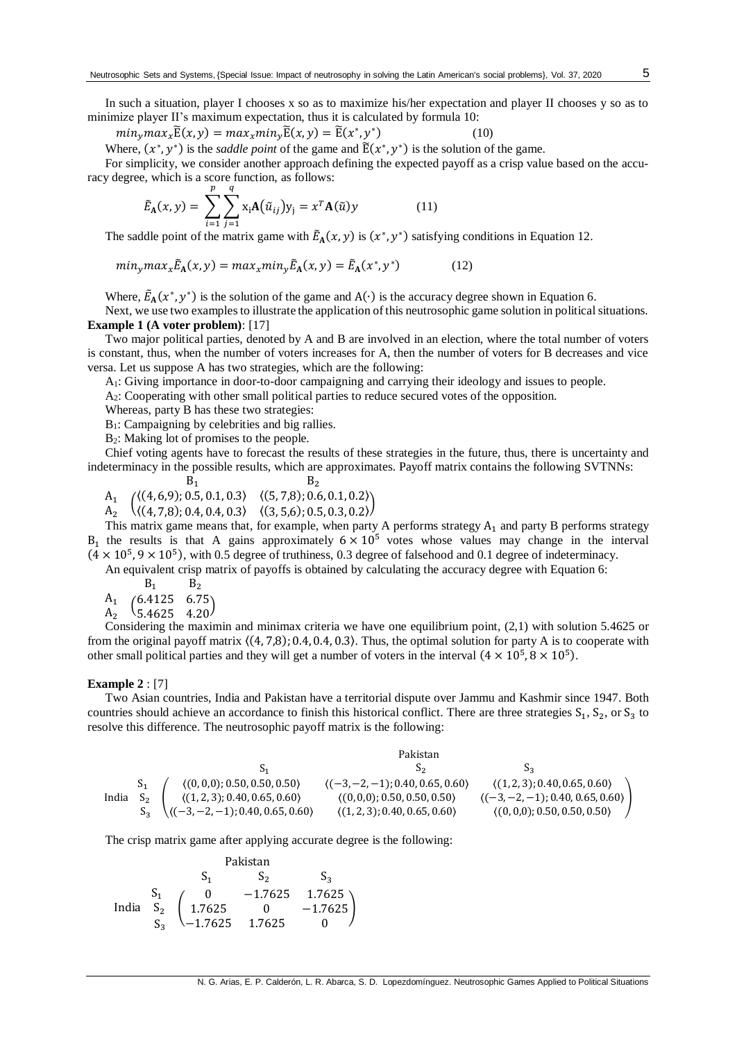In such a situation, player I chooses x so as to maximize his/her expectation and player II chooses y so as to minimize player II's maximum expectation, thus it is calculated by formula 10:

$$min_y max_x \widetilde{\mathrm{E}}(x,y) = max_x min_y \widetilde{\mathrm{E}}(x,y) = \widetilde{\mathrm{E}}(x^*,y^*) \qquad (10)$$

Where, $(x^*,y^*)$ is the *saddle point* of the game and $\widetilde{\mathrm{E}}(x^*,y^*)$ is the solution of the game.

For simplicity, we consider another approach defining the expected payoff as a crisp value based on the accuracy degree, which is a score function, as follows:

$$\tilde{E}_{\mathbf{A}}(x,y) = \sum_{i=1}^{p}\sum_{j=1}^{q} x_i \mathbf{A}(\tilde{u}_{ij}) y_j = x^T \mathbf{A}(\tilde{u}) y \qquad (11)$$

The saddle point of the matrix game with $\tilde{E}_{\mathbf{A}}(x,y)$ is $(x^*,y^*)$ satisfying conditions in Equation 12.

$$min_y max_x \tilde{E}_{\mathbf{A}}(x,y) = max_x min_y \tilde{E}_{\mathbf{A}}(x,y) = \tilde{E}_{\mathbf{A}}(x^*,y^*) \qquad (12)$$

Where, $\tilde{E}_{\mathbf{A}}(x^*,y^*)$ is the solution of the game and $A(\cdot)$ is the accuracy degree shown in Equation 6.

Next, we use two examples to illustrate the application of this neutrosophic game solution in political situations.

**Example 1 (A voter problem)**: [17]

Two major political parties, denoted by A and B are involved in an election, where the total number of voters is constant, thus, when the number of voters increases for A, then the number of voters for B decreases and vice versa. Let us suppose A has two strategies, which are the following:

$A_1$: Giving importance in door-to-door campaigning and carrying their ideology and issues to people.

$A_2$: Cooperating with other small political parties to reduce secured votes of the opposition.

Whereas, party B has these two strategies:

$B_1$: Campaigning by celebrities and big rallies.

$B_2$: Making lot of promises to the people.

Chief voting agents have to forecast the results of these strategies in the future, thus, there is uncertainty and indeterminacy in the possible results, which are approximates. Payoff matrix contains the following SVTNNs:

$$\begin{array}{c} \\ A_1 \\ A_2 \end{array} \begin{array}{c} \begin{array}{cc} \quad B_1 & \qquad\qquad B_2 \end{array} \\ \begin{pmatrix} \langle(4,6,9);0.5,0.1,0.3\rangle & \langle(5,7,8);0.6,0.1,0.2\rangle \\ \langle(4,7,8);0.4,0.4,0.3\rangle & \langle(3,5,6);0.5,0.3,0.2\rangle \end{pmatrix} \end{array}$$

This matrix game means that, for example, when party A performs strategy $A_1$ and party B performs strategy $B_1$ the results is that A gains approximately $6 \times 10^5$ votes whose values may change in the interval $(4 \times 10^5, 9 \times 10^5)$, with 0.5 degree of truthiness, 0.3 degree of falsehood and 0.1 degree of indeterminacy.

An equivalent crisp matrix of payoffs is obtained by calculating the accuracy degree with Equation 6:

$$\begin{array}{c} \\ A_1 \\ A_2 \end{array} \begin{array}{c} \begin{array}{cc} B_1 & \quad B_2 \end{array} \\ \begin{pmatrix} 6.4125 & 6.75 \\ 5.4625 & 4.20 \end{pmatrix} \end{array}$$

Considering the maximin and minimax criteria we have one equilibrium point, (2,1) with solution 5.4625 or from the original payoff matrix $\langle(4,7,8);0.4,0.4,0.3\rangle$. Thus, the optimal solution for party A is to cooperate with other small political parties and they will get a number of voters in the interval $(4 \times 10^5, 8 \times 10^5)$.

**Example 2** : [7]

Two Asian countries, India and Pakistan have a territorial dispute over Jammu and Kashmir since 1947. Both countries should achieve an accordance to finish this historical conflict. There are three strategies $S_1$, $S_2$, or $S_3$ to resolve this difference. The neutrosophic payoff matrix is the following:

$$\text{India}\ \begin{array}{c} S_1 \\ S_2 \\ S_3 \end{array} \overset{\text{Pakistan}}{\begin{pmatrix} \langle(0,0,0);0.50,0.50,0.50\rangle & \langle(-3,-2,-1);0.40,0.65,0.60\rangle & \langle(1,2,3);0.40,0.65,0.60\rangle \\ \langle(1,2,3);0.40,0.65,0.60\rangle & \langle(0,0,0);0.50,0.50,0.50\rangle & \langle(-3,-2,-1);0.40,0.65,0.60\rangle \\ \langle(-3,-2,-1);0.40,0.65,0.60\rangle & \langle(1,2,3);0.40,0.65,0.60\rangle & \langle(0,0,0);0.50,0.50,0.50\rangle \end{pmatrix}}$$

(columns: $S_1$, $S_2$, $S_3$)

The crisp matrix game after applying accurate degree is the following:

$$\text{India}\ \begin{array}{c} S_1 \\ S_2 \\ S_3 \end{array} \overset{\text{Pakistan}}{\begin{pmatrix} 0 & -1.7625 & 1.7625 \\ 1.7625 & 0 & -1.7625 \\ -1.7625 & 1.7625 & 0 \end{pmatrix}}$$

(columns: $S_1$, $S_2$, $S_3$)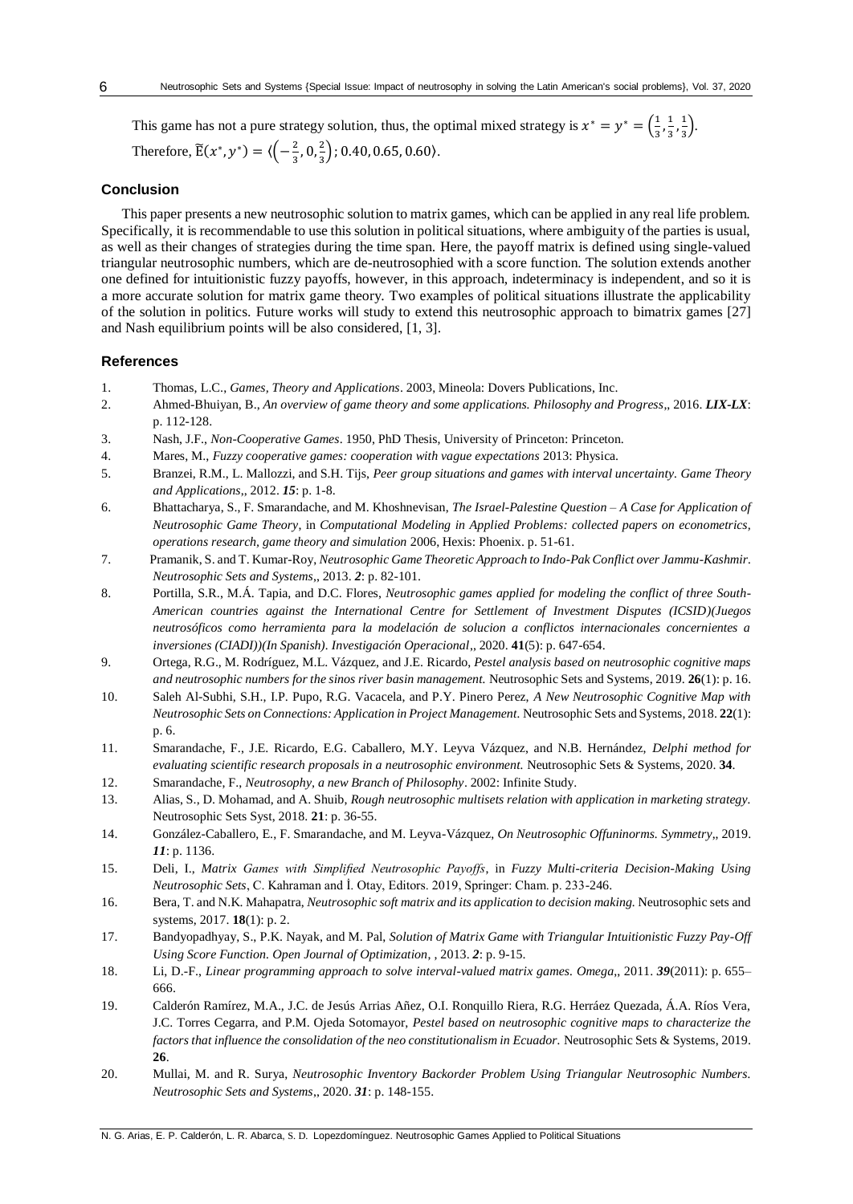This game has not a pure strategy solution, thus, the optimal mixed strategy is $x^* = y^* = \left(\frac{1}{3}, \frac{1}{3}, \frac{1}{3}\right)$.

Therefore, $\widetilde{\mathrm{E}}(x^*, y^*) = \left\langle \left(-\frac{2}{3}, 0, \frac{2}{3}\right); 0.40, 0.65, 0.60 \right\rangle$.

## Conclusion

This paper presents a new neutrosophic solution to matrix games, which can be applied in any real life problem. Specifically, it is recommendable to use this solution in political situations, where ambiguity of the parties is usual, as well as their changes of strategies during the time span. Here, the payoff matrix is defined using single-valued triangular neutrosophic numbers, which are de-neutrosophied with a score function. The solution extends another one defined for intuitionistic fuzzy payoffs, however, in this approach, indeterminacy is independent, and so it is a more accurate solution for matrix game theory. Two examples of political situations illustrate the applicability of the solution in politics. Future works will study to extend this neutrosophic approach to bimatrix games [27] and Nash equilibrium points will be also considered, [1, 3].

## References

1. Thomas, L.C., *Games, Theory and Applications*. 2003, Mineola: Dovers Publications, Inc.
2. Ahmed-Bhuiyan, B., *An overview of game theory and some applications. Philosophy and Progress*,, 2016. ***LIX-LX***: p. 112-128.
3. Nash, J.F., *Non-Cooperative Games*. 1950, PhD Thesis, University of Princeton: Princeton.
4. Mares, M., *Fuzzy cooperative games: cooperation with vague expectations* 2013: Physica.
5. Branzei, R.M., L. Mallozzi, and S.H. Tijs, *Peer group situations and games with interval uncertainty. Game Theory and Applications*,, 2012. ***15***: p. 1-8.
6. Bhattacharya, S., F. Smarandache, and M. Khoshnevisan, *The Israel-Palestine Question – A Case for Application of Neutrosophic Game Theory*, in *Computational Modeling in Applied Problems: collected papers on econometrics, operations research, game theory and simulation* 2006, Hexis: Phoenix. p. 51-61.
7. Pramanik, S. and T. Kumar-Roy, *Neutrosophic Game Theoretic Approach to Indo-Pak Conflict over Jammu-Kashmir. Neutrosophic Sets and Systems*,, 2013. ***2***: p. 82-101.
8. Portilla, S.R., M.Á. Tapia, and D.C. Flores, *Neutrosophic games applied for modeling the conflict of three South-American countries against the International Centre for Settlement of Investment Disputes (ICSID)(Juegos neutrosóficos como herramienta para la modelación de solucion a conflictos internacionales concernientes a inversiones (CIADI))(In Spanish). Investigación Operacional*,, 2020. **41**(5): p. 647-654.
9. Ortega, R.G., M. Rodríguez, M.L. Vázquez, and J.E. Ricardo, *Pestel analysis based on neutrosophic cognitive maps and neutrosophic numbers for the sinos river basin management.* Neutrosophic Sets and Systems, 2019. **26**(1): p. 16.
10. Saleh Al-Subhi, S.H., I.P. Pupo, R.G. Vacacela, and P.Y. Pinero Perez, *A New Neutrosophic Cognitive Map with Neutrosophic Sets on Connections: Application in Project Management.* Neutrosophic Sets and Systems, 2018. **22**(1): p. 6.
11. Smarandache, F., J.E. Ricardo, E.G. Caballero, M.Y. Leyva Vázquez, and N.B. Hernández, *Delphi method for evaluating scientific research proposals in a neutrosophic environment.* Neutrosophic Sets & Systems, 2020. **34**.
12. Smarandache, F., *Neutrosophy, a new Branch of Philosophy*. 2002: Infinite Study.
13. Alias, S., D. Mohamad, and A. Shuib, *Rough neutrosophic multisets relation with application in marketing strategy.* Neutrosophic Sets Syst, 2018. **21**: p. 36-55.
14. González-Caballero, E., F. Smarandache, and M. Leyva-Vázquez, *On Neutrosophic Offuninorms. Symmetry*,, 2019. ***11***: p. 1136.
15. Deli, I., *Matrix Games with Simplified Neutrosophic Payoffs*, in *Fuzzy Multi-criteria Decision-Making Using Neutrosophic Sets*, C. Kahraman and İ. Otay, Editors. 2019, Springer: Cham. p. 233-246.
16. Bera, T. and N.K. Mahapatra, *Neutrosophic soft matrix and its application to decision making.* Neutrosophic sets and systems, 2017. **18**(1): p. 2.
17. Bandyopadhyay, S., P.K. Nayak, and M. Pal, *Solution of Matrix Game with Triangular Intuitionistic Fuzzy Pay-Off Using Score Function. Open Journal of Optimization*, , 2013. ***2***: p. 9-15.
18. Li, D.-F., *Linear programming approach to solve interval-valued matrix games. Omega*,, 2011. ***39***(2011): p. 655–666.
19. Calderón Ramírez, M.A., J.C. de Jesús Arrias Añez, O.I. Ronquillo Riera, R.G. Herráez Quezada, Á.A. Ríos Vera, J.C. Torres Cegarra, and P.M. Ojeda Sotomayor, *Pestel based on neutrosophic cognitive maps to characterize the factors that influence the consolidation of the neo constitutionalism in Ecuador.* Neutrosophic Sets & Systems, 2019. **26**.
20. Mullai, M. and R. Surya, *Neutrosophic Inventory Backorder Problem Using Triangular Neutrosophic Numbers. Neutrosophic Sets and Systems*,, 2020. ***31***: p. 148-155.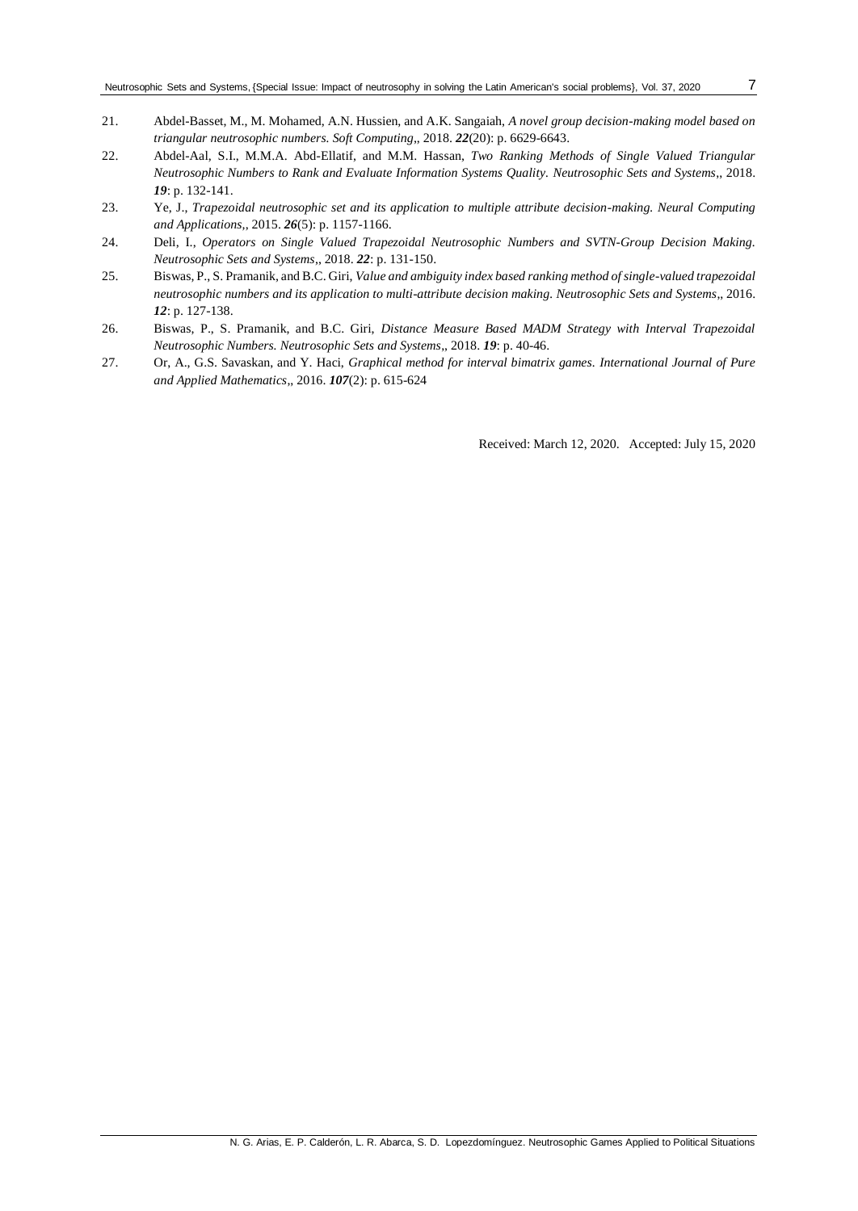21. Abdel-Basset, M., M. Mohamed, A.N. Hussien, and A.K. Sangaiah, *A novel group decision-making model based on triangular neutrosophic numbers. Soft Computing*,, 2018. ***22***(20): p. 6629-6643.
22. Abdel-Aal, S.I., M.M.A. Abd-Ellatif, and M.M. Hassan, *Two Ranking Methods of Single Valued Triangular Neutrosophic Numbers to Rank and Evaluate Information Systems Quality. Neutrosophic Sets and Systems*,, 2018. ***19***: p. 132-141.
23. Ye, J., *Trapezoidal neutrosophic set and its application to multiple attribute decision-making. Neural Computing and Applications*,, 2015. ***26***(5): p. 1157-1166.
24. Deli, I., *Operators on Single Valued Trapezoidal Neutrosophic Numbers and SVTN-Group Decision Making. Neutrosophic Sets and Systems*,, 2018. ***22***: p. 131-150.
25. Biswas, P., S. Pramanik, and B.C. Giri, *Value and ambiguity index based ranking method of single-valued trapezoidal neutrosophic numbers and its application to multi-attribute decision making. Neutrosophic Sets and Systems*,, 2016. ***12***: p. 127-138.
26. Biswas, P., S. Pramanik, and B.C. Giri, *Distance Measure Based MADM Strategy with Interval Trapezoidal Neutrosophic Numbers. Neutrosophic Sets and Systems*,, 2018. ***19***: p. 40-46.
27. Or, A., G.S. Savaskan, and Y. Haci, *Graphical method for interval bimatrix games. International Journal of Pure and Applied Mathematics*,, 2016. ***107***(2): p. 615-624

Received: March 12, 2020. Accepted: July 15, 2020